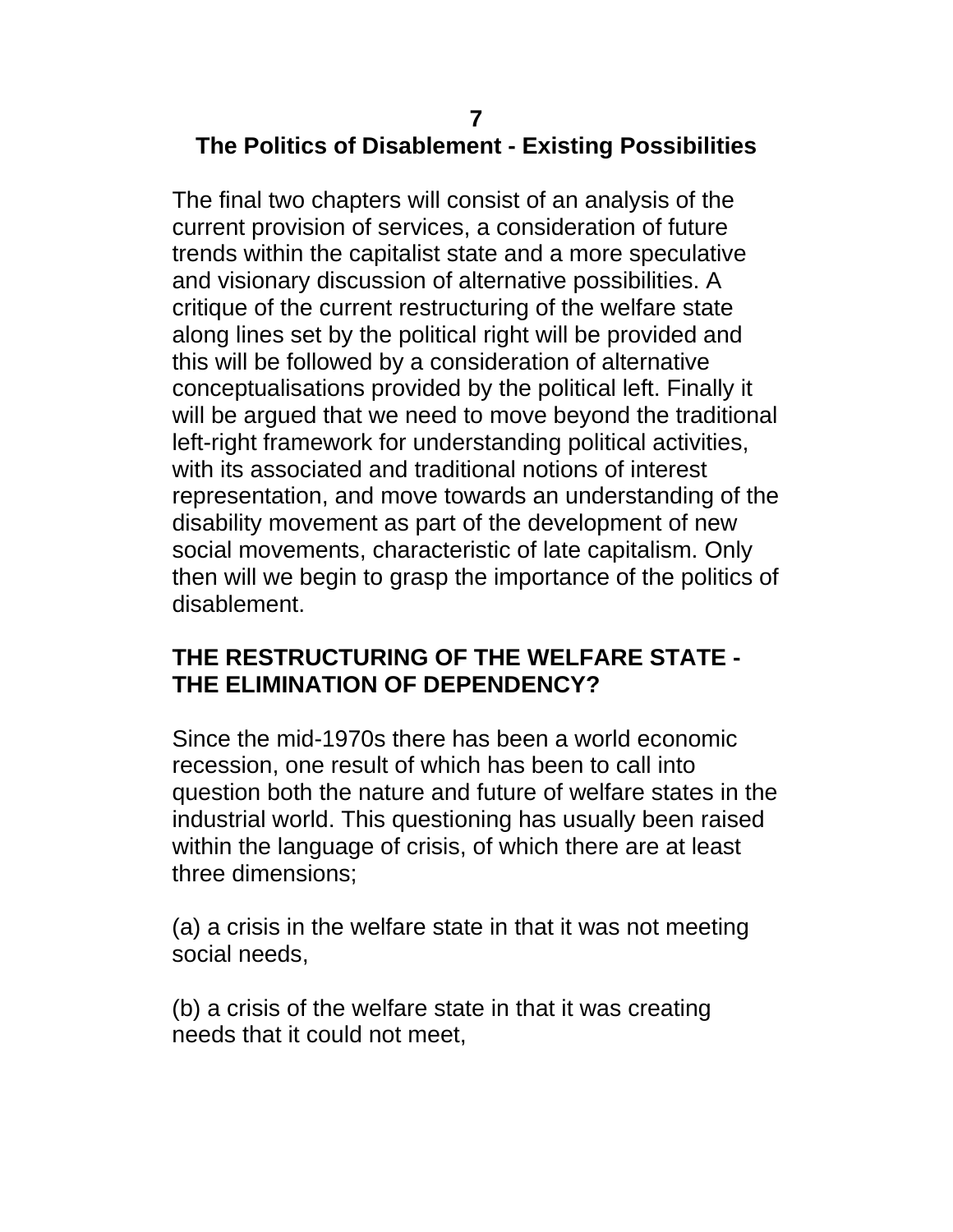# 7

# The Politics of Disablement - Existing Possibilities

The final two chapters will consist of an analysis of the current provision of services, a consideration of future trends within the capitalist state and a more speculative and visionary discussion of alternative possibilities. A critique of the current restructuring of the welfare state along lines set by the political right will be provided and this will be followed by a consideration of alternative conceptualisations provided by the political left. Finally it will be argued that we need to move beyond the traditional left-right framework for understanding political activities, with its associated and traditional notions of interest representation, and move towards an understanding of the disability movement as part of the development of new social movements, characteristic of late capitalism. Only then will we begin to grasp the importance of the politics of disablement.

## THE RESTRUCTURING OF THE WELFARE STATE - THE ELIMINATION OF DEPENDENCY?

Since the mid-1970s there has been a world economic recession, one result of which has been to call into question both the nature and future of welfare states in the industrial world. This questioning has usually been raised within the language of crisis, of which there are at least three dimensions;

(a) a crisis in the welfare state in that it was not meeting social needs,

(b) a crisis of the welfare state in that it was creating needs that it could not meet,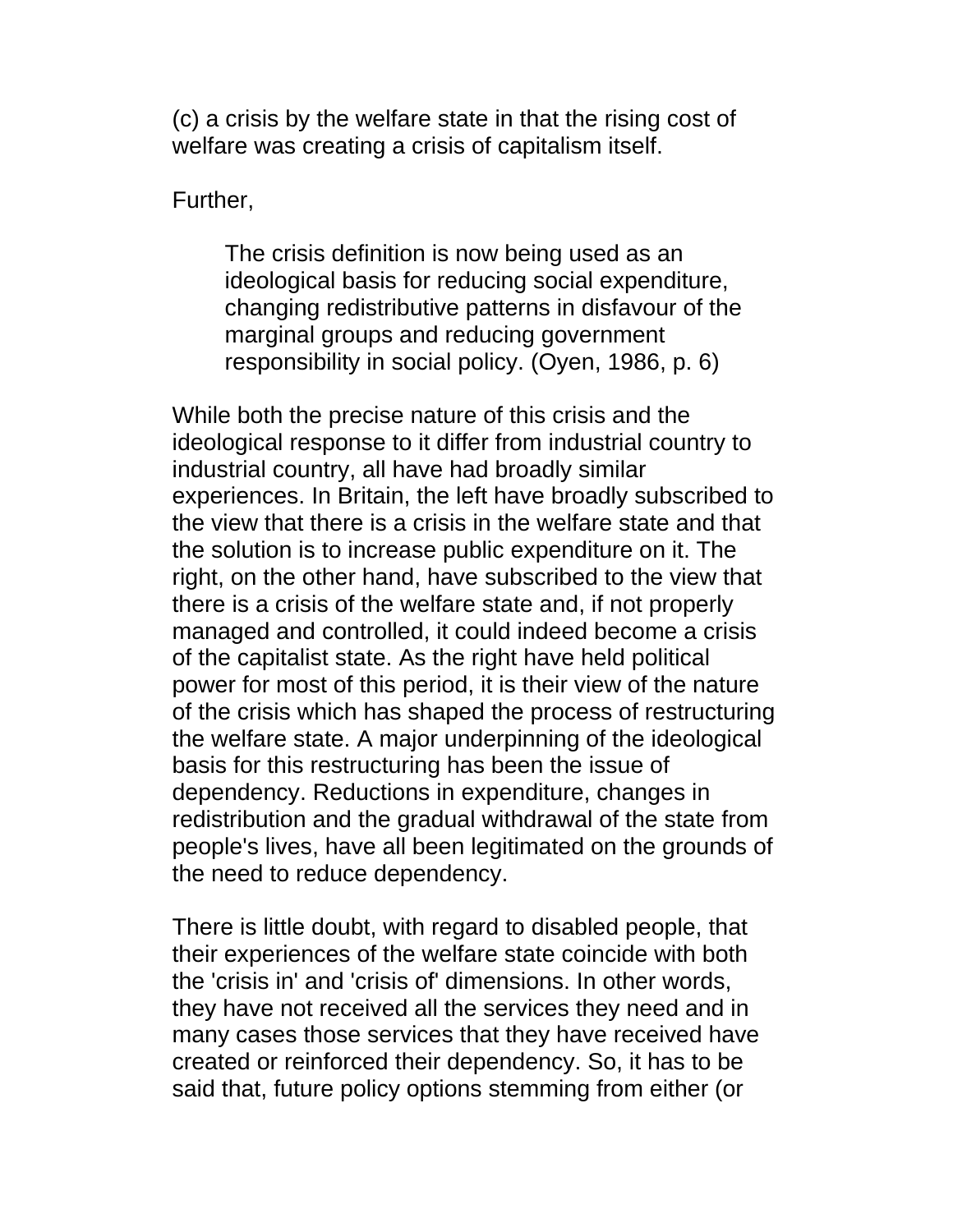(c) a crisis by the welfare state in that the rising cost of welfare was creating a crisis of capitalism itself.

Further,

> The crisis definition is now being used as an ideological basis for reducing social expenditure, changing redistributive patterns in disfavour of the marginal groups and reducing government responsibility in social policy. (Oyen, 1986, p. 6)

While both the precise nature of this crisis and the ideological response to it differ from industrial country to industrial country, all have had broadly similar experiences. In Britain, the left have broadly subscribed to the view that there is a crisis in the welfare state and that the solution is to increase public expenditure on it. The right, on the other hand, have subscribed to the view that there is a crisis of the welfare state and, if not properly managed and controlled, it could indeed become a crisis of the capitalist state. As the right have held political power for most of this period, it is their view of the nature of the crisis which has shaped the process of restructuring the welfare state. A major underpinning of the ideological basis for this restructuring has been the issue of dependency. Reductions in expenditure, changes in redistribution and the gradual withdrawal of the state from people's lives, have all been legitimated on the grounds of the need to reduce dependency.

There is little doubt, with regard to disabled people, that their experiences of the welfare state coincide with both the 'crisis in' and 'crisis of' dimensions. In other words, they have not received all the services they need and in many cases those services that they have received have created or reinforced their dependency. So, it has to be said that, future policy options stemming from either (or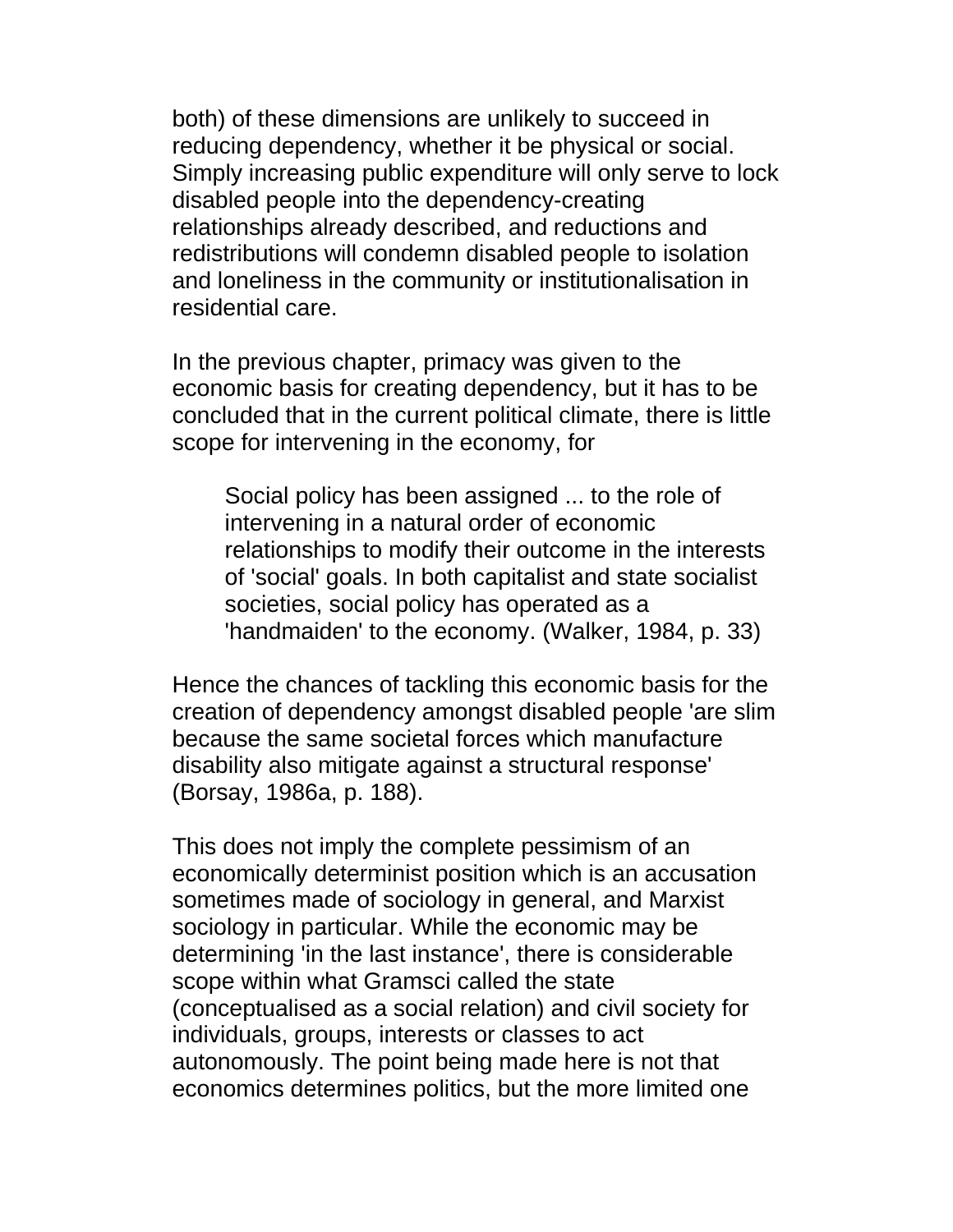both) of these dimensions are unlikely to succeed in reducing dependency, whether it be physical or social. Simply increasing public expenditure will only serve to lock disabled people into the dependency-creating relationships already described, and reductions and redistributions will condemn disabled people to isolation and loneliness in the community or institutionalisation in residential care.

In the previous chapter, primacy was given to the economic basis for creating dependency, but it has to be concluded that in the current political climate, there is little scope for intervening in the economy, for

> Social policy has been assigned ... to the role of intervening in a natural order of economic relationships to modify their outcome in the interests of 'social' goals. In both capitalist and state socialist societies, social policy has operated as a 'handmaiden' to the economy. (Walker, 1984, p. 33)

Hence the chances of tackling this economic basis for the creation of dependency amongst disabled people 'are slim because the same societal forces which manufacture disability also mitigate against a structural response' (Borsay, 1986a, p. 188).

This does not imply the complete pessimism of an economically determinist position which is an accusation sometimes made of sociology in general, and Marxist sociology in particular. While the economic may be determining 'in the last instance', there is considerable scope within what Gramsci called the state (conceptualised as a social relation) and civil society for individuals, groups, interests or classes to act autonomously. The point being made here is not that economics determines politics, but the more limited one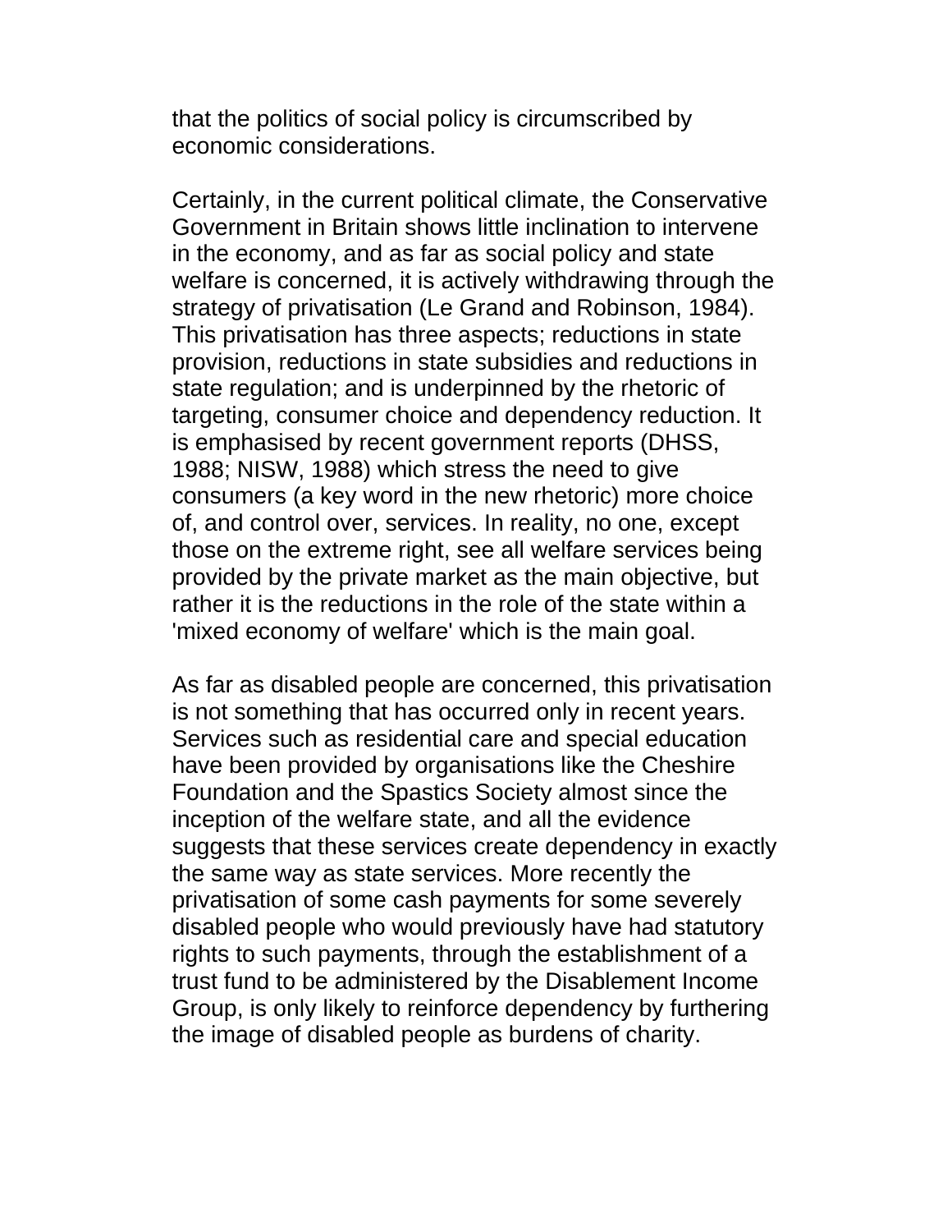that the politics of social policy is circumscribed by economic considerations.

Certainly, in the current political climate, the Conservative Government in Britain shows little inclination to intervene in the economy, and as far as social policy and state welfare is concerned, it is actively withdrawing through the strategy of privatisation (Le Grand and Robinson, 1984). This privatisation has three aspects; reductions in state provision, reductions in state subsidies and reductions in state regulation; and is underpinned by the rhetoric of targeting, consumer choice and dependency reduction. It is emphasised by recent government reports (DHSS, 1988; NISW, 1988) which stress the need to give consumers (a key word in the new rhetoric) more choice of, and control over, services. In reality, no one, except those on the extreme right, see all welfare services being provided by the private market as the main objective, but rather it is the reductions in the role of the state within a 'mixed economy of welfare' which is the main goal.

As far as disabled people are concerned, this privatisation is not something that has occurred only in recent years. Services such as residential care and special education have been provided by organisations like the Cheshire Foundation and the Spastics Society almost since the inception of the welfare state, and all the evidence suggests that these services create dependency in exactly the same way as state services. More recently the privatisation of some cash payments for some severely disabled people who would previously have had statutory rights to such payments, through the establishment of a trust fund to be administered by the Disablement Income Group, is only likely to reinforce dependency by furthering the image of disabled people as burdens of charity.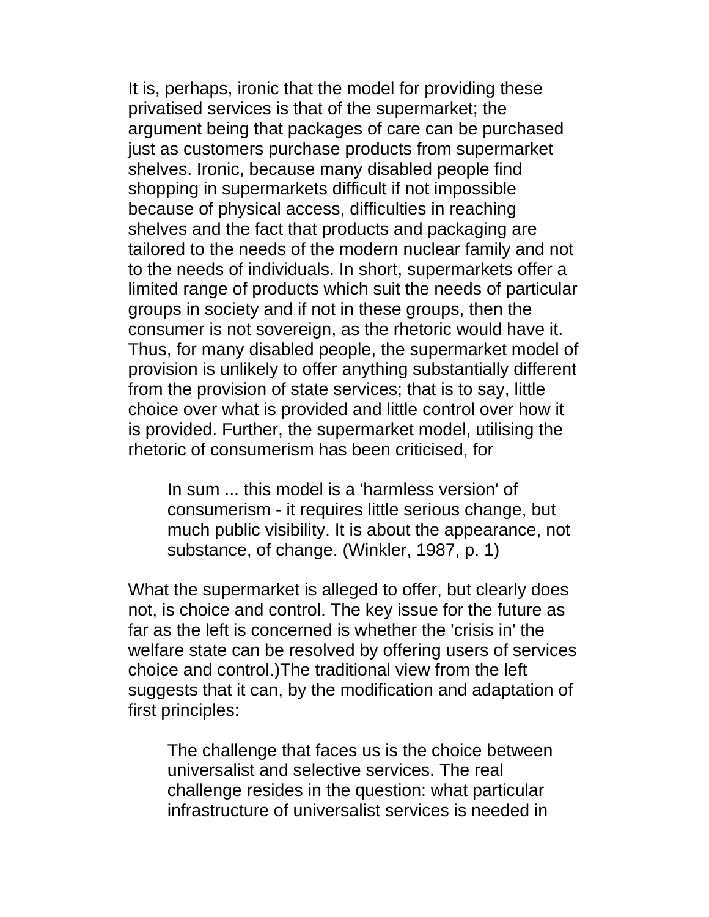It is, perhaps, ironic that the model for providing these privatised services is that of the supermarket; the argument being that packages of care can be purchased just as customers purchase products from supermarket shelves. Ironic, because many disabled people find shopping in supermarkets difficult if not impossible because of physical access, difficulties in reaching shelves and the fact that products and packaging are tailored to the needs of the modern nuclear family and not to the needs of individuals. In short, supermarkets offer a limited range of products which suit the needs of particular groups in society and if not in these groups, then the consumer is not sovereign, as the rhetoric would have it. Thus, for many disabled people, the supermarket model of provision is unlikely to offer anything substantially different from the provision of state services; that is to say, little choice over what is provided and little control over how it is provided. Further, the supermarket model, utilising the rhetoric of consumerism has been criticised, for

> In sum ... this model is a 'harmless version' of consumerism - it requires little serious change, but much public visibility. It is about the appearance, not substance, of change. (Winkler, 1987, p. 1)

What the supermarket is alleged to offer, but clearly does not, is choice and control. The key issue for the future as far as the left is concerned is whether the 'crisis in' the welfare state can be resolved by offering users of services choice and control.)The traditional view from the left suggests that it can, by the modification and adaptation of first principles:

> The challenge that faces us is the choice between universalist and selective services. The real challenge resides in the question: what particular infrastructure of universalist services is needed in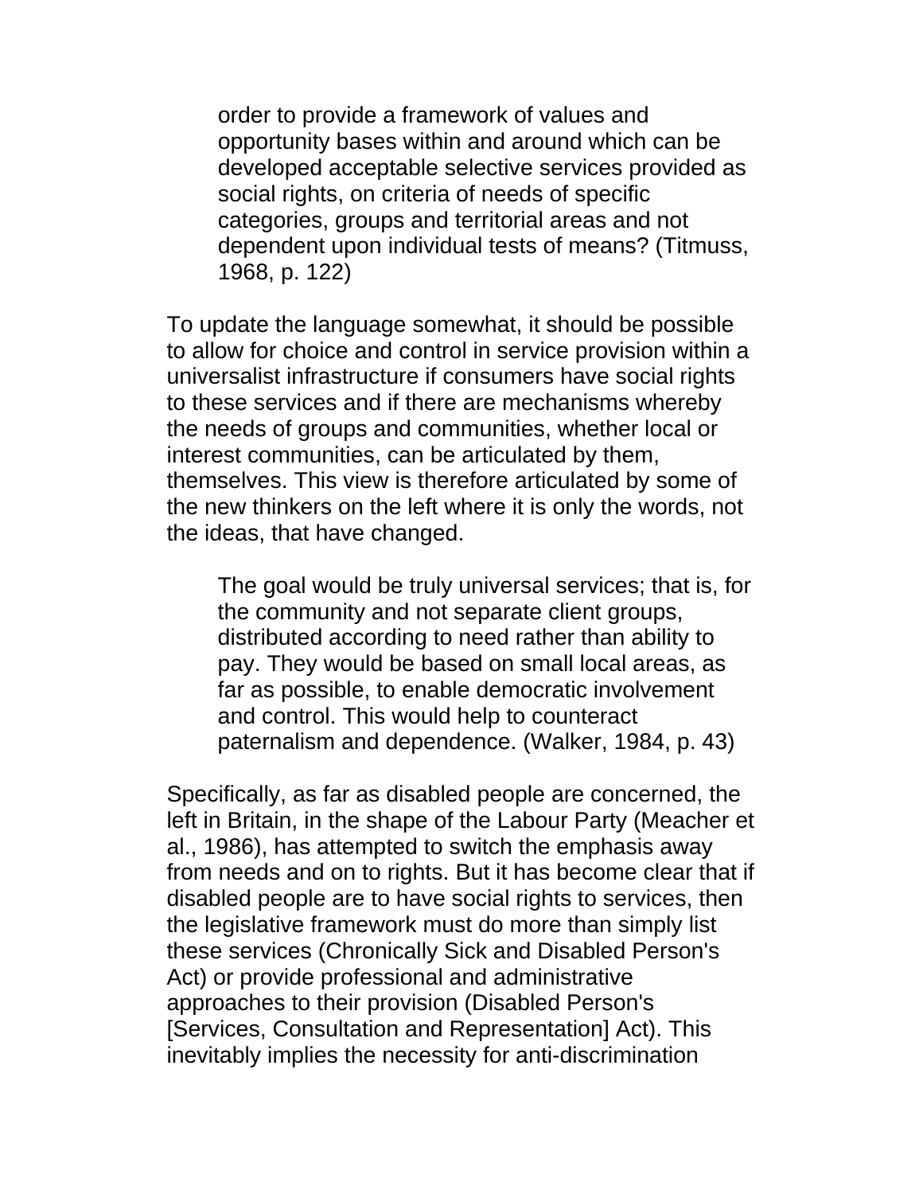> order to provide a framework of values and opportunity bases within and around which can be developed acceptable selective services provided as social rights, on criteria of needs of specific categories, groups and territorial areas and not dependent upon individual tests of means? (Titmuss, 1968, p. 122)

To update the language somewhat, it should be possible to allow for choice and control in service provision within a universalist infrastructure if consumers have social rights to these services and if there are mechanisms whereby the needs of groups and communities, whether local or interest communities, can be articulated by them, themselves. This view is therefore articulated by some of the new thinkers on the left where it is only the words, not the ideas, that have changed.

> The goal would be truly universal services; that is, for the community and not separate client groups, distributed according to need rather than ability to pay. They would be based on small local areas, as far as possible, to enable democratic involvement and control. This would help to counteract paternalism and dependence. (Walker, 1984, p. 43)

Specifically, as far as disabled people are concerned, the left in Britain, in the shape of the Labour Party (Meacher et al., 1986), has attempted to switch the emphasis away from needs and on to rights. But it has become clear that if disabled people are to have social rights to services, then the legislative framework must do more than simply list these services (Chronically Sick and Disabled Person's Act) or provide professional and administrative approaches to their provision (Disabled Person's [Services, Consultation and Representation] Act). This inevitably implies the necessity for anti-discrimination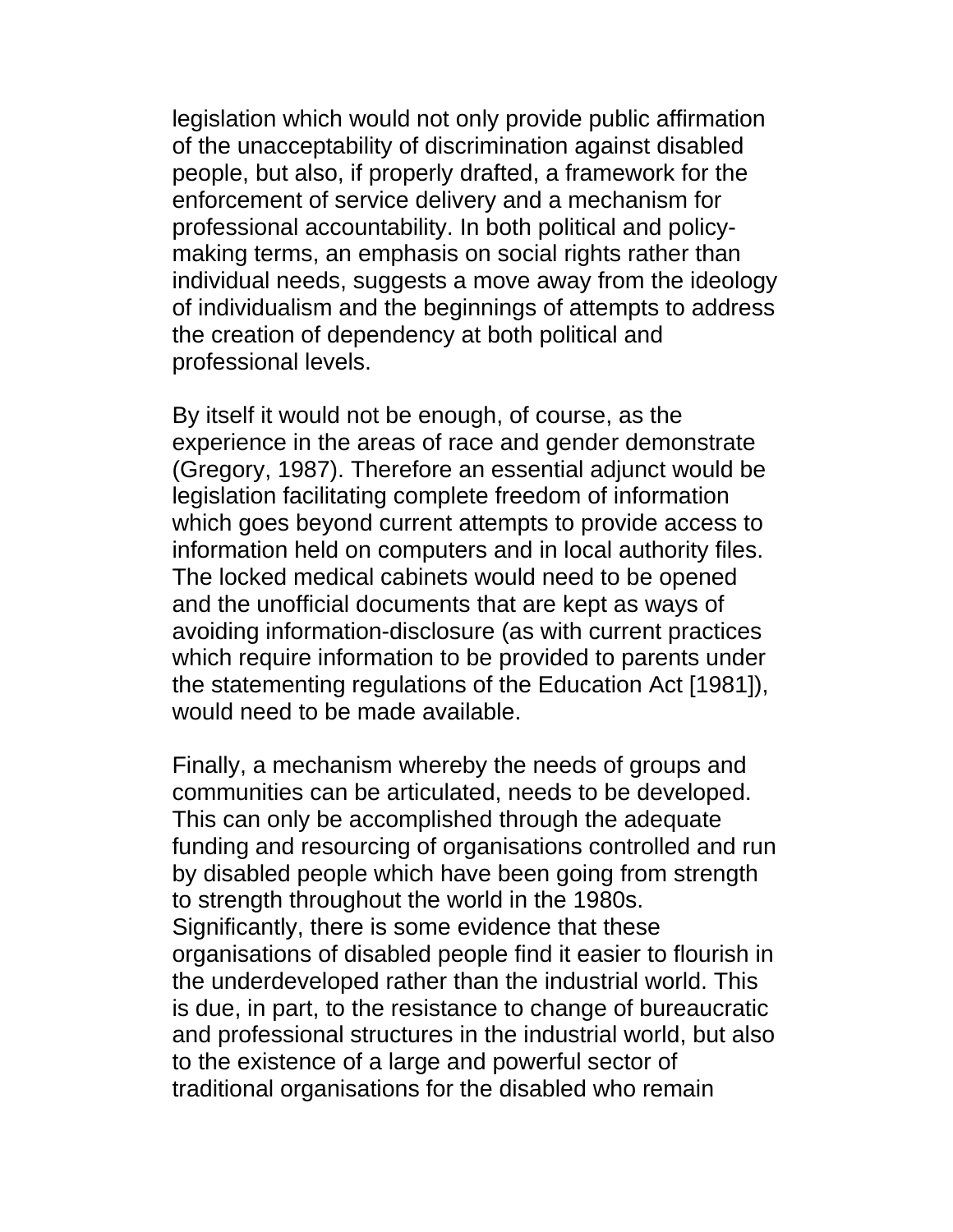legislation which would not only provide public affirmation of the unacceptability of discrimination against disabled people, but also, if properly drafted, a framework for the enforcement of service delivery and a mechanism for professional accountability. In both political and policy-making terms, an emphasis on social rights rather than individual needs, suggests a move away from the ideology of individualism and the beginnings of attempts to address the creation of dependency at both political and professional levels.

By itself it would not be enough, of course, as the experience in the areas of race and gender demonstrate (Gregory, 1987). Therefore an essential adjunct would be legislation facilitating complete freedom of information which goes beyond current attempts to provide access to information held on computers and in local authority files. The locked medical cabinets would need to be opened and the unofficial documents that are kept as ways of avoiding information-disclosure (as with current practices which require information to be provided to parents under the statementing regulations of the Education Act [1981]), would need to be made available.

Finally, a mechanism whereby the needs of groups and communities can be articulated, needs to be developed. This can only be accomplished through the adequate funding and resourcing of organisations controlled and run by disabled people which have been going from strength to strength throughout the world in the 1980s. Significantly, there is some evidence that these organisations of disabled people find it easier to flourish in the underdeveloped rather than the industrial world. This is due, in part, to the resistance to change of bureaucratic and professional structures in the industrial world, but also to the existence of a large and powerful sector of traditional organisations for the disabled who remain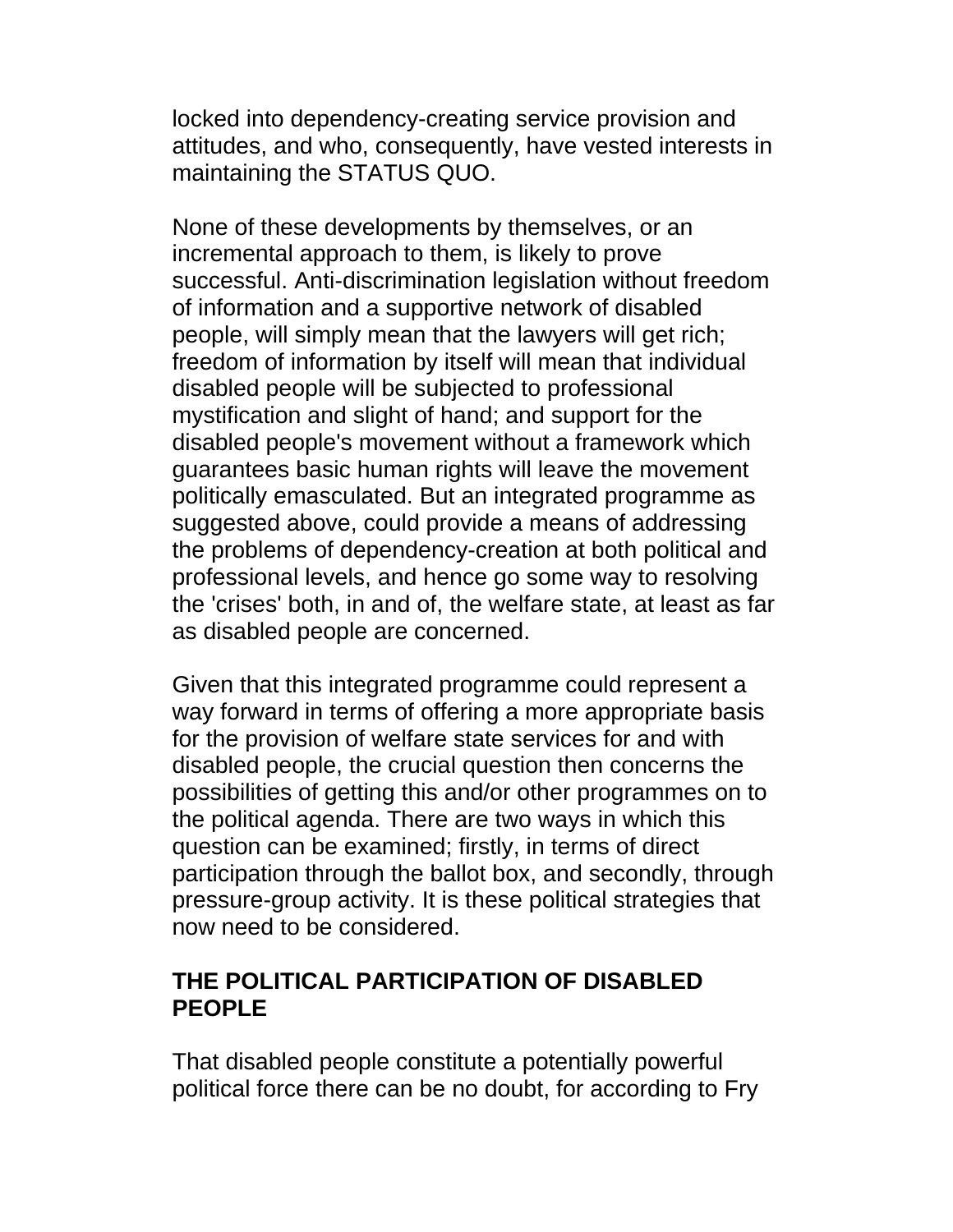locked into dependency-creating service provision and attitudes, and who, consequently, have vested interests in maintaining the STATUS QUO.

None of these developments by themselves, or an incremental approach to them, is likely to prove successful. Anti-discrimination legislation without freedom of information and a supportive network of disabled people, will simply mean that the lawyers will get rich; freedom of information by itself will mean that individual disabled people will be subjected to professional mystification and slight of hand; and support for the disabled people's movement without a framework which guarantees basic human rights will leave the movement politically emasculated. But an integrated programme as suggested above, could provide a means of addressing the problems of dependency-creation at both political and professional levels, and hence go some way to resolving the 'crises' both, in and of, the welfare state, at least as far as disabled people are concerned.

Given that this integrated programme could represent a way forward in terms of offering a more appropriate basis for the provision of welfare state services for and with disabled people, the crucial question then concerns the possibilities of getting this and/or other programmes on to the political agenda. There are two ways in which this question can be examined; firstly, in terms of direct participation through the ballot box, and secondly, through pressure-group activity. It is these political strategies that now need to be considered.

## THE POLITICAL PARTICIPATION OF DISABLED PEOPLE

That disabled people constitute a potentially powerful political force there can be no doubt, for according to Fry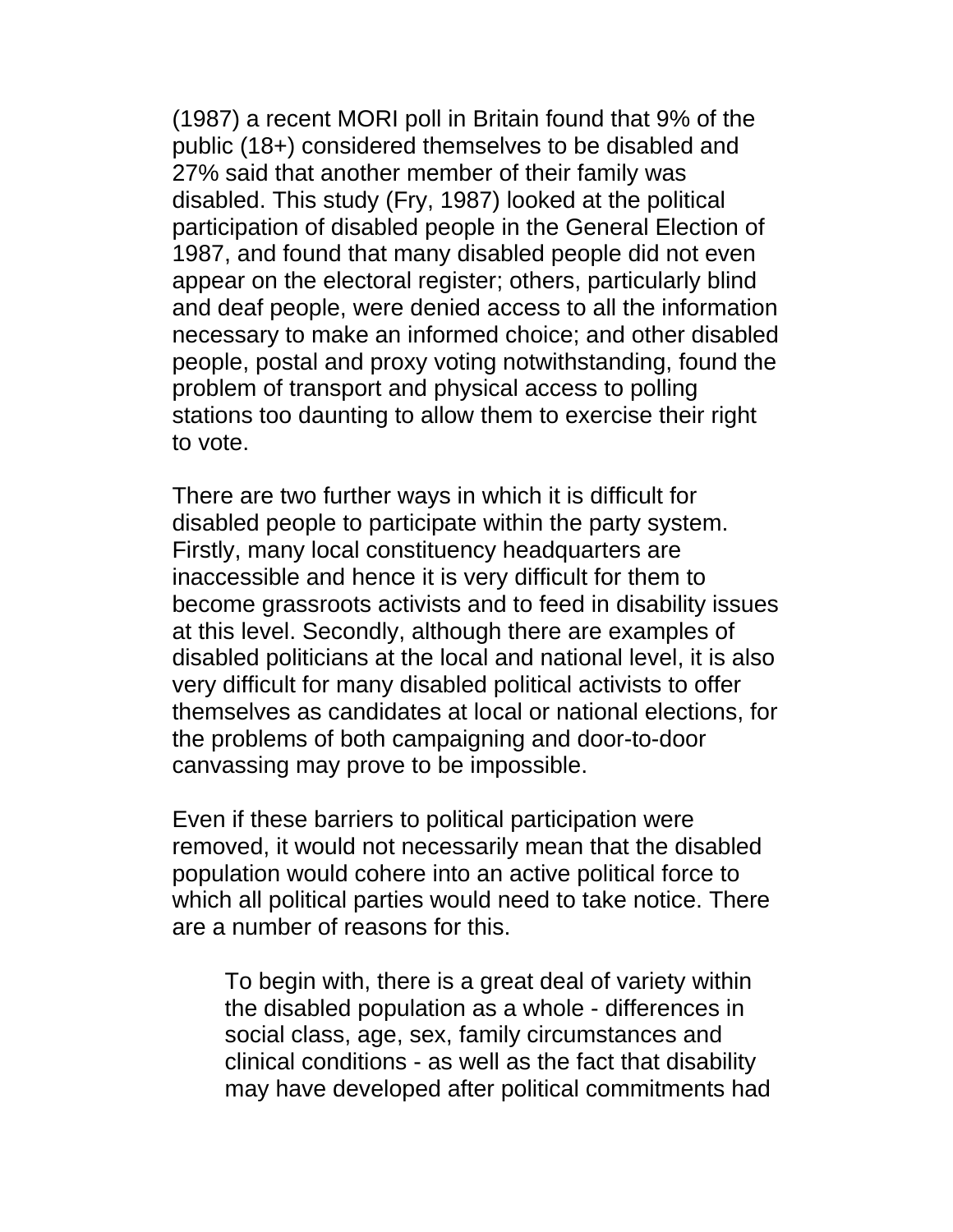(1987) a recent MORI poll in Britain found that 9% of the public (18+) considered themselves to be disabled and 27% said that another member of their family was disabled. This study (Fry, 1987) looked at the political participation of disabled people in the General Election of 1987, and found that many disabled people did not even appear on the electoral register; others, particularly blind and deaf people, were denied access to all the information necessary to make an informed choice; and other disabled people, postal and proxy voting notwithstanding, found the problem of transport and physical access to polling stations too daunting to allow them to exercise their right to vote.

There are two further ways in which it is difficult for disabled people to participate within the party system. Firstly, many local constituency headquarters are inaccessible and hence it is very difficult for them to become grassroots activists and to feed in disability issues at this level. Secondly, although there are examples of disabled politicians at the local and national level, it is also very difficult for many disabled political activists to offer themselves as candidates at local or national elections, for the problems of both campaigning and door-to-door canvassing may prove to be impossible.

Even if these barriers to political participation were removed, it would not necessarily mean that the disabled population would cohere into an active political force to which all political parties would need to take notice. There are a number of reasons for this.

> To begin with, there is a great deal of variety within the disabled population as a whole - differences in social class, age, sex, family circumstances and clinical conditions - as well as the fact that disability may have developed after political commitments had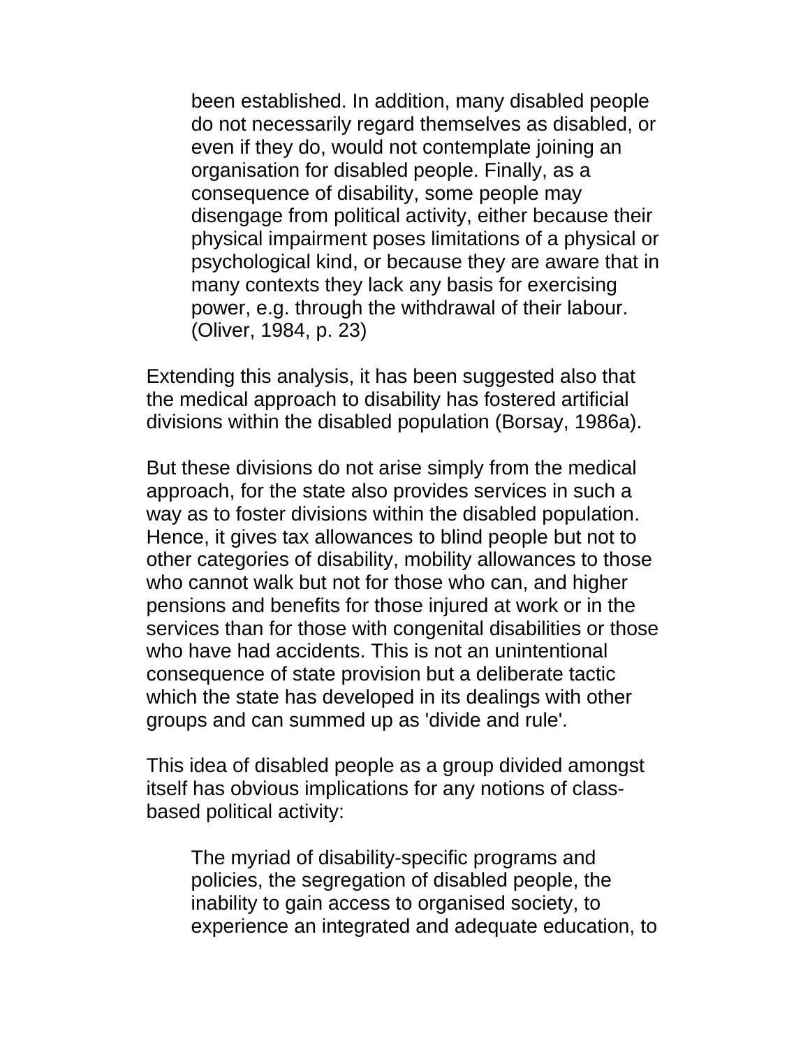> been established. In addition, many disabled people do not necessarily regard themselves as disabled, or even if they do, would not contemplate joining an organisation for disabled people. Finally, as a consequence of disability, some people may disengage from political activity, either because their physical impairment poses limitations of a physical or psychological kind, or because they are aware that in many contexts they lack any basis for exercising power, e.g. through the withdrawal of their labour. (Oliver, 1984, p. 23)

Extending this analysis, it has been suggested also that the medical approach to disability has fostered artificial divisions within the disabled population (Borsay, 1986a).

But these divisions do not arise simply from the medical approach, for the state also provides services in such a way as to foster divisions within the disabled population. Hence, it gives tax allowances to blind people but not to other categories of disability, mobility allowances to those who cannot walk but not for those who can, and higher pensions and benefits for those injured at work or in the services than for those with congenital disabilities or those who have had accidents. This is not an unintentional consequence of state provision but a deliberate tactic which the state has developed in its dealings with other groups and can summed up as 'divide and rule'.

This idea of disabled people as a group divided amongst itself has obvious implications for any notions of class-based political activity:

> The myriad of disability-specific programs and policies, the segregation of disabled people, the inability to gain access to organised society, to experience an integrated and adequate education, to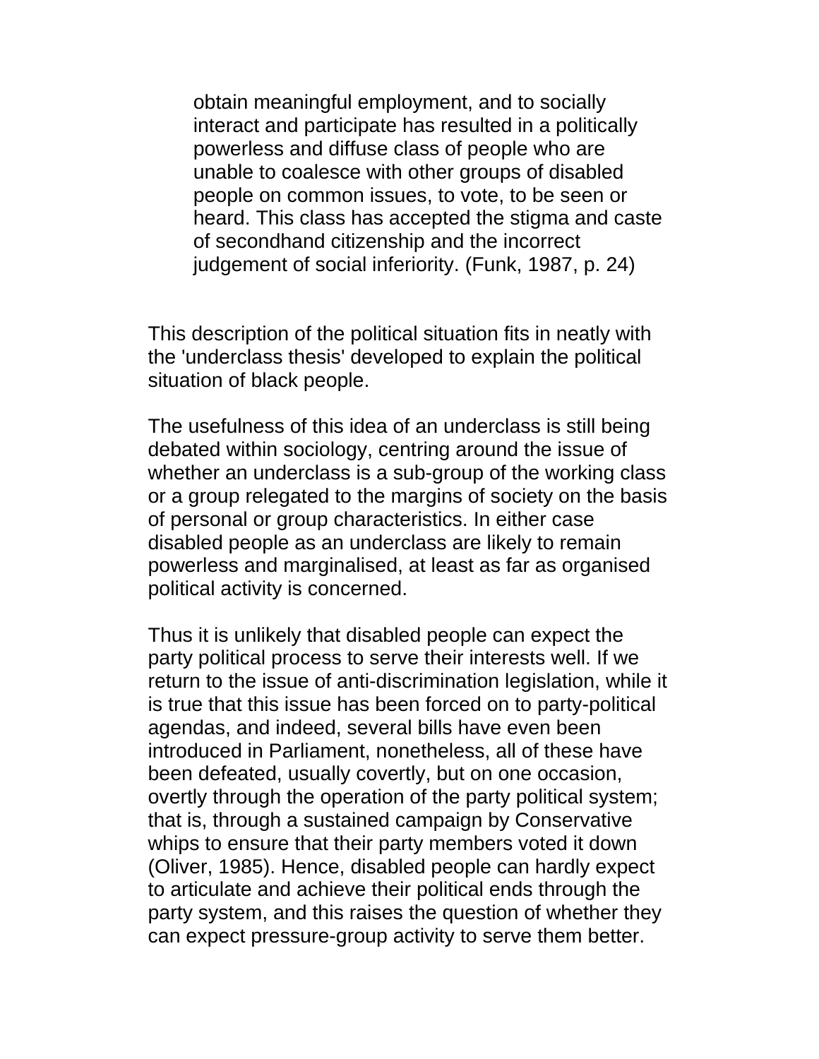> obtain meaningful employment, and to socially interact and participate has resulted in a politically powerless and diffuse class of people who are unable to coalesce with other groups of disabled people on common issues, to vote, to be seen or heard. This class has accepted the stigma and caste of secondhand citizenship and the incorrect judgement of social inferiority. (Funk, 1987, p. 24)

This description of the political situation fits in neatly with the 'underclass thesis' developed to explain the political situation of black people.

The usefulness of this idea of an underclass is still being debated within sociology, centring around the issue of whether an underclass is a sub-group of the working class or a group relegated to the margins of society on the basis of personal or group characteristics. In either case disabled people as an underclass are likely to remain powerless and marginalised, at least as far as organised political activity is concerned.

Thus it is unlikely that disabled people can expect the party political process to serve their interests well. If we return to the issue of anti-discrimination legislation, while it is true that this issue has been forced on to party-political agendas, and indeed, several bills have even been introduced in Parliament, nonetheless, all of these have been defeated, usually covertly, but on one occasion, overtly through the operation of the party political system; that is, through a sustained campaign by Conservative whips to ensure that their party members voted it down (Oliver, 1985). Hence, disabled people can hardly expect to articulate and achieve their political ends through the party system, and this raises the question of whether they can expect pressure-group activity to serve them better.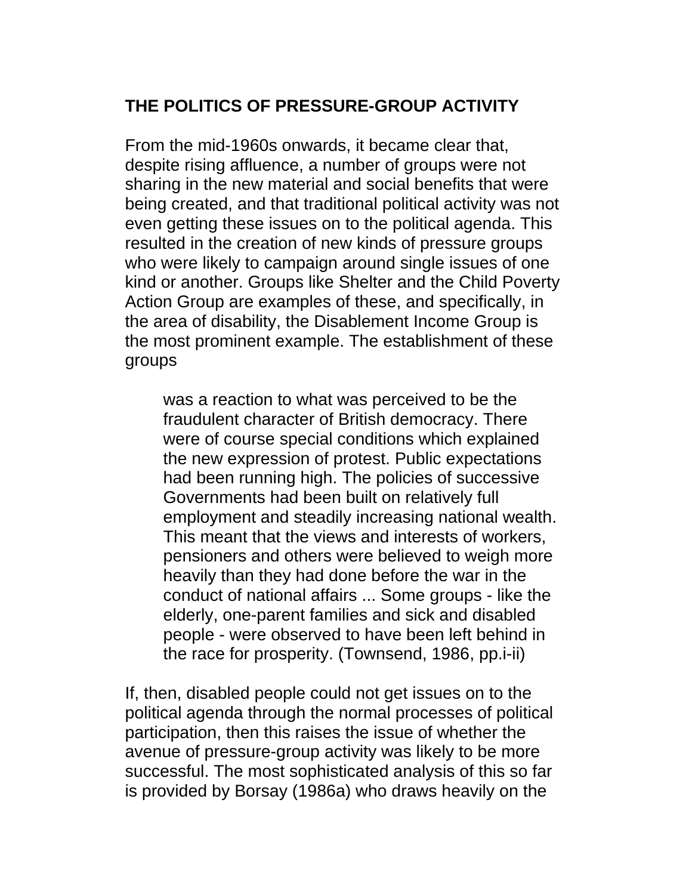## THE POLITICS OF PRESSURE-GROUP ACTIVITY

From the mid-1960s onwards, it became clear that, despite rising affluence, a number of groups were not sharing in the new material and social benefits that were being created, and that traditional political activity was not even getting these issues on to the political agenda. This resulted in the creation of new kinds of pressure groups who were likely to campaign around single issues of one kind or another. Groups like Shelter and the Child Poverty Action Group are examples of these, and specifically, in the area of disability, the Disablement Income Group is the most prominent example. The establishment of these groups

> was a reaction to what was perceived to be the fraudulent character of British democracy. There were of course special conditions which explained the new expression of protest. Public expectations had been running high. The policies of successive Governments had been built on relatively full employment and steadily increasing national wealth. This meant that the views and interests of workers, pensioners and others were believed to weigh more heavily than they had done before the war in the conduct of national affairs ... Some groups - like the elderly, one-parent families and sick and disabled people - were observed to have been left behind in the race for prosperity. (Townsend, 1986, pp.i-ii)

If, then, disabled people could not get issues on to the political agenda through the normal processes of political participation, then this raises the issue of whether the avenue of pressure-group activity was likely to be more successful. The most sophisticated analysis of this so far is provided by Borsay (1986a) who draws heavily on the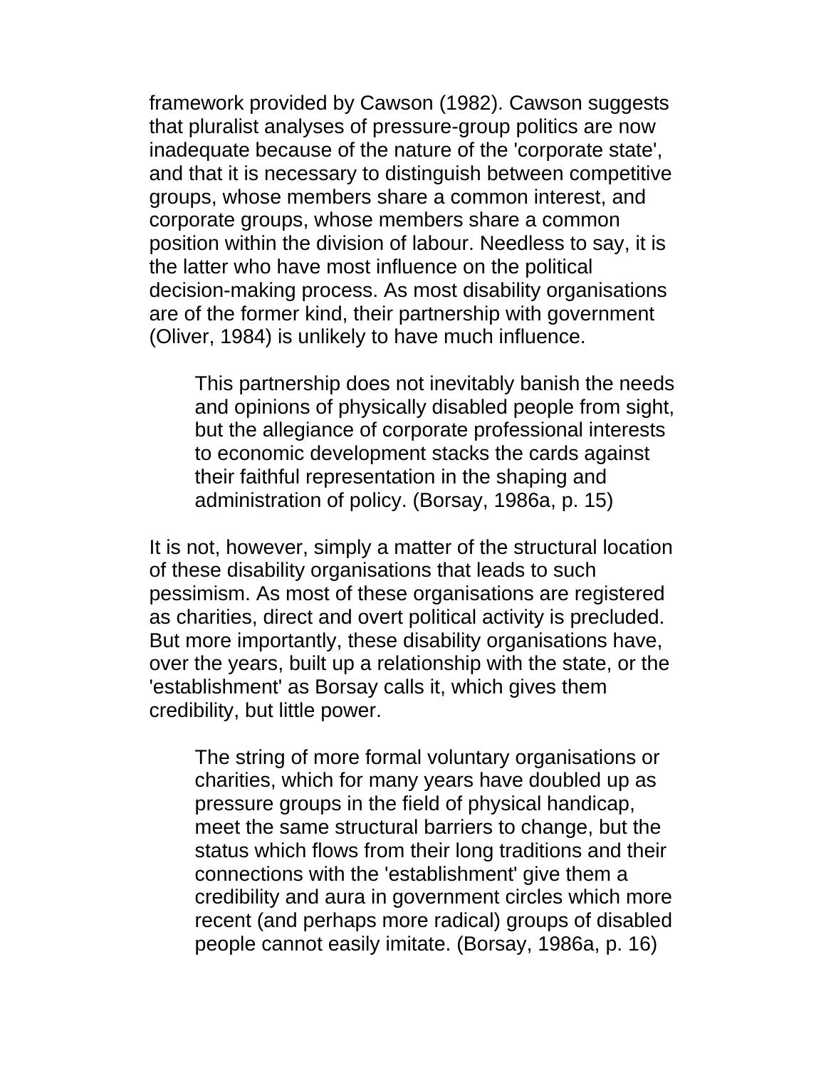framework provided by Cawson (1982). Cawson suggests that pluralist analyses of pressure-group politics are now inadequate because of the nature of the 'corporate state', and that it is necessary to distinguish between competitive groups, whose members share a common interest, and corporate groups, whose members share a common position within the division of labour. Needless to say, it is the latter who have most influence on the political decision-making process. As most disability organisations are of the former kind, their partnership with government (Oliver, 1984) is unlikely to have much influence.

> This partnership does not inevitably banish the needs and opinions of physically disabled people from sight, but the allegiance of corporate professional interests to economic development stacks the cards against their faithful representation in the shaping and administration of policy. (Borsay, 1986a, p. 15)

It is not, however, simply a matter of the structural location of these disability organisations that leads to such pessimism. As most of these organisations are registered as charities, direct and overt political activity is precluded. But more importantly, these disability organisations have, over the years, built up a relationship with the state, or the 'establishment' as Borsay calls it, which gives them credibility, but little power.

> The string of more formal voluntary organisations or charities, which for many years have doubled up as pressure groups in the field of physical handicap, meet the same structural barriers to change, but the status which flows from their long traditions and their connections with the 'establishment' give them a credibility and aura in government circles which more recent (and perhaps more radical) groups of disabled people cannot easily imitate. (Borsay, 1986a, p. 16)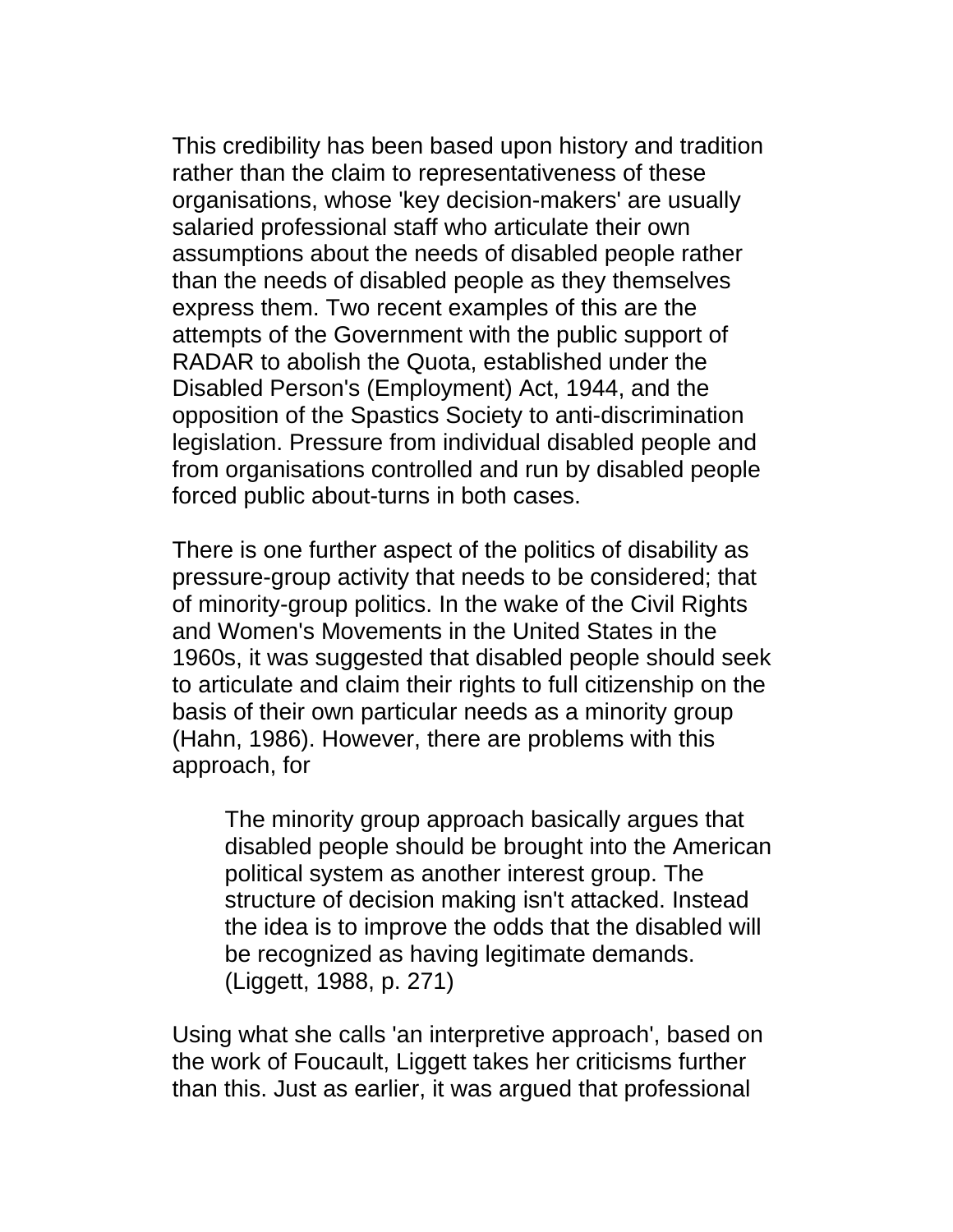This credibility has been based upon history and tradition rather than the claim to representativeness of these organisations, whose 'key decision-makers' are usually salaried professional staff who articulate their own assumptions about the needs of disabled people rather than the needs of disabled people as they themselves express them. Two recent examples of this are the attempts of the Government with the public support of RADAR to abolish the Quota, established under the Disabled Person's (Employment) Act, 1944, and the opposition of the Spastics Society to anti-discrimination legislation. Pressure from individual disabled people and from organisations controlled and run by disabled people forced public about-turns in both cases.

There is one further aspect of the politics of disability as pressure-group activity that needs to be considered; that of minority-group politics. In the wake of the Civil Rights and Women's Movements in the United States in the 1960s, it was suggested that disabled people should seek to articulate and claim their rights to full citizenship on the basis of their own particular needs as a minority group (Hahn, 1986). However, there are problems with this approach, for

> The minority group approach basically argues that disabled people should be brought into the American political system as another interest group. The structure of decision making isn't attacked. Instead the idea is to improve the odds that the disabled will be recognized as having legitimate demands. (Liggett, 1988, p. 271)

Using what she calls 'an interpretive approach', based on the work of Foucault, Liggett takes her criticisms further than this. Just as earlier, it was argued that professional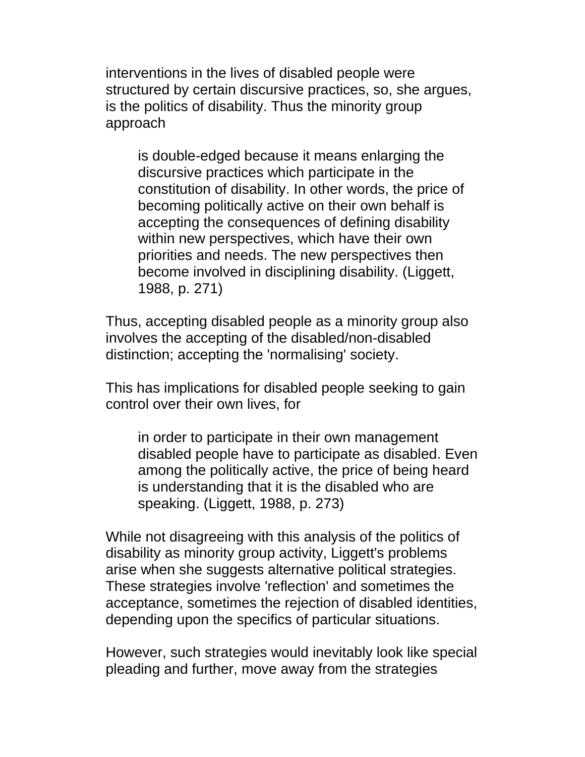interventions in the lives of disabled people were structured by certain discursive practices, so, she argues, is the politics of disability. Thus the minority group approach

> is double-edged because it means enlarging the discursive practices which participate in the constitution of disability. In other words, the price of becoming politically active on their own behalf is accepting the consequences of defining disability within new perspectives, which have their own priorities and needs. The new perspectives then become involved in disciplining disability. (Liggett, 1988, p. 271)

Thus, accepting disabled people as a minority group also involves the accepting of the disabled/non-disabled distinction; accepting the 'normalising' society.

This has implications for disabled people seeking to gain control over their own lives, for

> in order to participate in their own management disabled people have to participate as disabled. Even among the politically active, the price of being heard is understanding that it is the disabled who are speaking. (Liggett, 1988, p. 273)

While not disagreeing with this analysis of the politics of disability as minority group activity, Liggett's problems arise when she suggests alternative political strategies. These strategies involve 'reflection' and sometimes the acceptance, sometimes the rejection of disabled identities, depending upon the specifics of particular situations.

However, such strategies would inevitably look like special pleading and further, move away from the strategies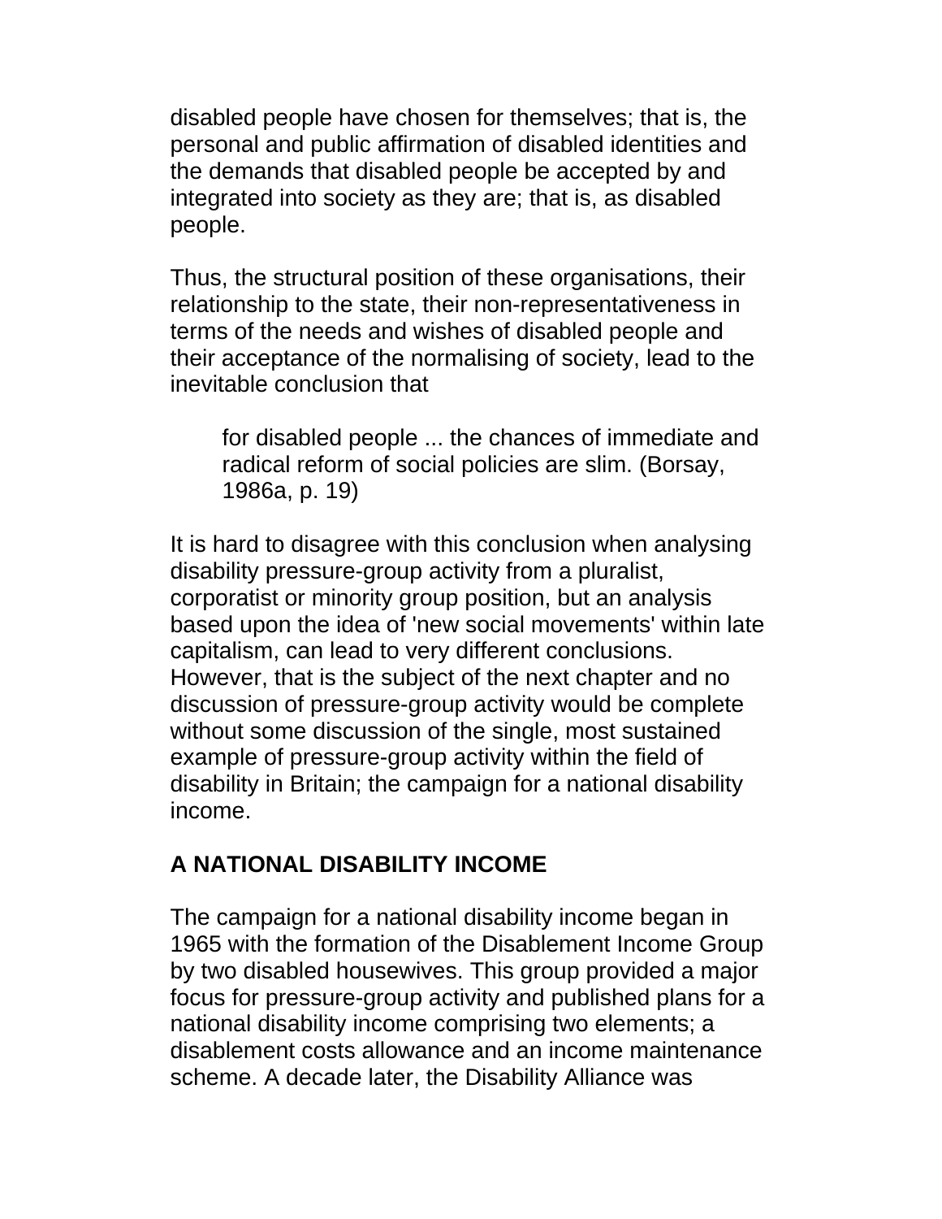disabled people have chosen for themselves; that is, the personal and public affirmation of disabled identities and the demands that disabled people be accepted by and integrated into society as they are; that is, as disabled people.

Thus, the structural position of these organisations, their relationship to the state, their non-representativeness in terms of the needs and wishes of disabled people and their acceptance of the normalising of society, lead to the inevitable conclusion that

> for disabled people ... the chances of immediate and radical reform of social policies are slim. (Borsay, 1986a, p. 19)

It is hard to disagree with this conclusion when analysing disability pressure-group activity from a pluralist, corporatist or minority group position, but an analysis based upon the idea of 'new social movements' within late capitalism, can lead to very different conclusions. However, that is the subject of the next chapter and no discussion of pressure-group activity would be complete without some discussion of the single, most sustained example of pressure-group activity within the field of disability in Britain; the campaign for a national disability income.

## A NATIONAL DISABILITY INCOME

The campaign for a national disability income began in 1965 with the formation of the Disablement Income Group by two disabled housewives. This group provided a major focus for pressure-group activity and published plans for a national disability income comprising two elements; a disablement costs allowance and an income maintenance scheme. A decade later, the Disability Alliance was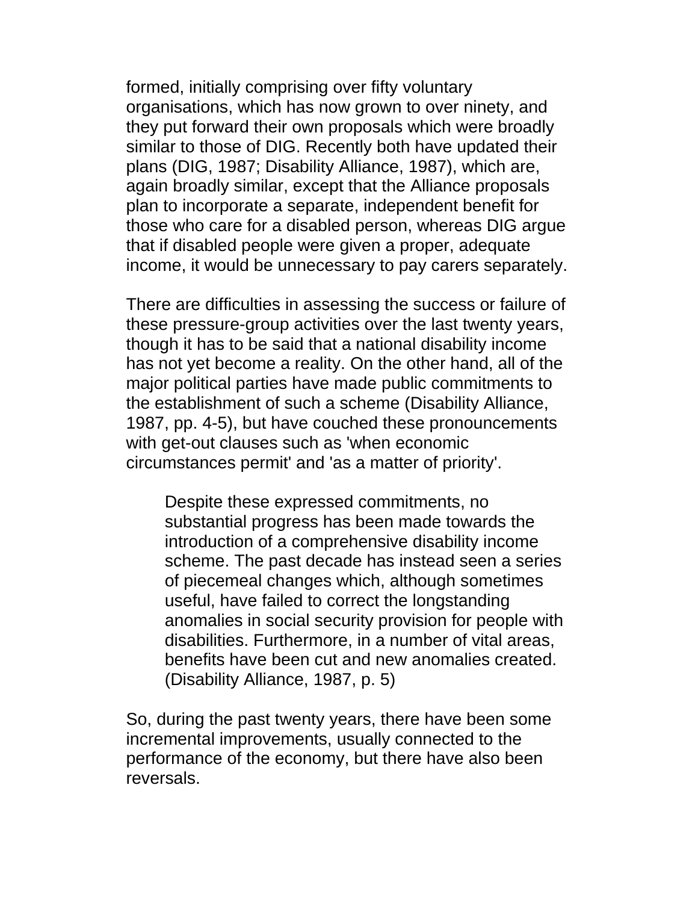formed, initially comprising over fifty voluntary organisations, which has now grown to over ninety, and they put forward their own proposals which were broadly similar to those of DIG. Recently both have updated their plans (DIG, 1987; Disability Alliance, 1987), which are, again broadly similar, except that the Alliance proposals plan to incorporate a separate, independent benefit for those who care for a disabled person, whereas DIG argue that if disabled people were given a proper, adequate income, it would be unnecessary to pay carers separately.

There are difficulties in assessing the success or failure of these pressure-group activities over the last twenty years, though it has to be said that a national disability income has not yet become a reality. On the other hand, all of the major political parties have made public commitments to the establishment of such a scheme (Disability Alliance, 1987, pp. 4-5), but have couched these pronouncements with get-out clauses such as 'when economic circumstances permit' and 'as a matter of priority'.

> Despite these expressed commitments, no substantial progress has been made towards the introduction of a comprehensive disability income scheme. The past decade has instead seen a series of piecemeal changes which, although sometimes useful, have failed to correct the longstanding anomalies in social security provision for people with disabilities. Furthermore, in a number of vital areas, benefits have been cut and new anomalies created. (Disability Alliance, 1987, p. 5)

So, during the past twenty years, there have been some incremental improvements, usually connected to the performance of the economy, but there have also been reversals.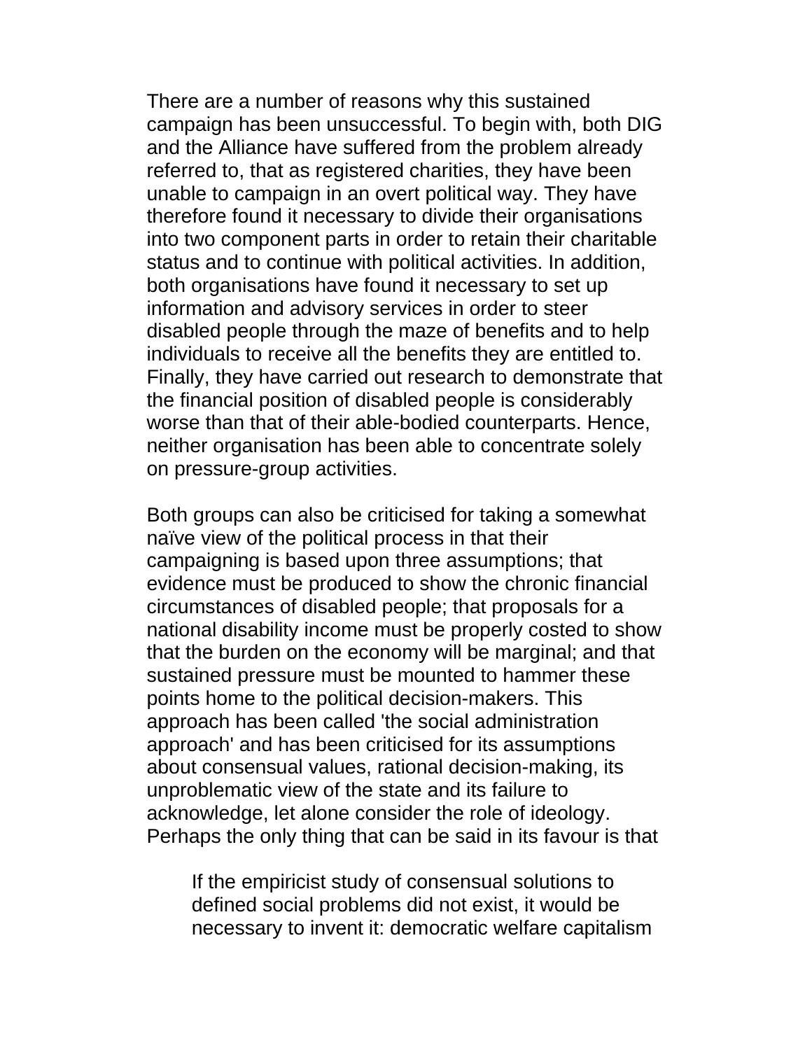There are a number of reasons why this sustained campaign has been unsuccessful. To begin with, both DIG and the Alliance have suffered from the problem already referred to, that as registered charities, they have been unable to campaign in an overt political way. They have therefore found it necessary to divide their organisations into two component parts in order to retain their charitable status and to continue with political activities. In addition, both organisations have found it necessary to set up information and advisory services in order to steer disabled people through the maze of benefits and to help individuals to receive all the benefits they are entitled to. Finally, they have carried out research to demonstrate that the financial position of disabled people is considerably worse than that of their able-bodied counterparts. Hence, neither organisation has been able to concentrate solely on pressure-group activities.

Both groups can also be criticised for taking a somewhat naïve view of the political process in that their campaigning is based upon three assumptions; that evidence must be produced to show the chronic financial circumstances of disabled people; that proposals for a national disability income must be properly costed to show that the burden on the economy will be marginal; and that sustained pressure must be mounted to hammer these points home to the political decision-makers. This approach has been called 'the social administration approach' and has been criticised for its assumptions about consensual values, rational decision-making, its unproblematic view of the state and its failure to acknowledge, let alone consider the role of ideology. Perhaps the only thing that can be said in its favour is that

> If the empiricist study of consensual solutions to defined social problems did not exist, it would be necessary to invent it: democratic welfare capitalism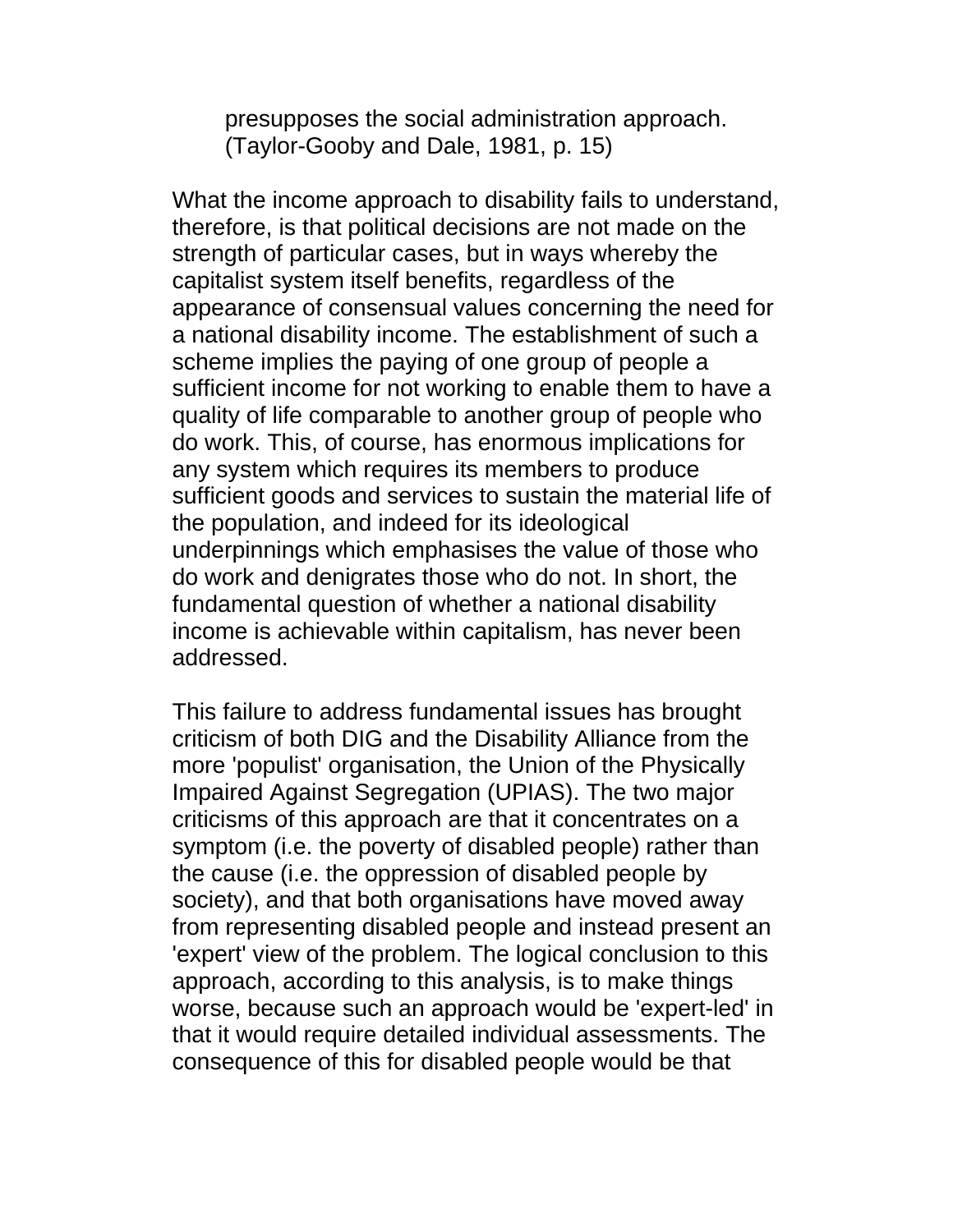presupposes the social administration approach. (Taylor-Gooby and Dale, 1981, p. 15)

What the income approach to disability fails to understand, therefore, is that political decisions are not made on the strength of particular cases, but in ways whereby the capitalist system itself benefits, regardless of the appearance of consensual values concerning the need for a national disability income. The establishment of such a scheme implies the paying of one group of people a sufficient income for not working to enable them to have a quality of life comparable to another group of people who do work. This, of course, has enormous implications for any system which requires its members to produce sufficient goods and services to sustain the material life of the population, and indeed for its ideological underpinnings which emphasises the value of those who do work and denigrates those who do not. In short, the fundamental question of whether a national disability income is achievable within capitalism, has never been addressed.

This failure to address fundamental issues has brought criticism of both DIG and the Disability Alliance from the more 'populist' organisation, the Union of the Physically Impaired Against Segregation (UPIAS). The two major criticisms of this approach are that it concentrates on a symptom (i.e. the poverty of disabled people) rather than the cause (i.e. the oppression of disabled people by society), and that both organisations have moved away from representing disabled people and instead present an 'expert' view of the problem. The logical conclusion to this approach, according to this analysis, is to make things worse, because such an approach would be 'expert-led' in that it would require detailed individual assessments. The consequence of this for disabled people would be that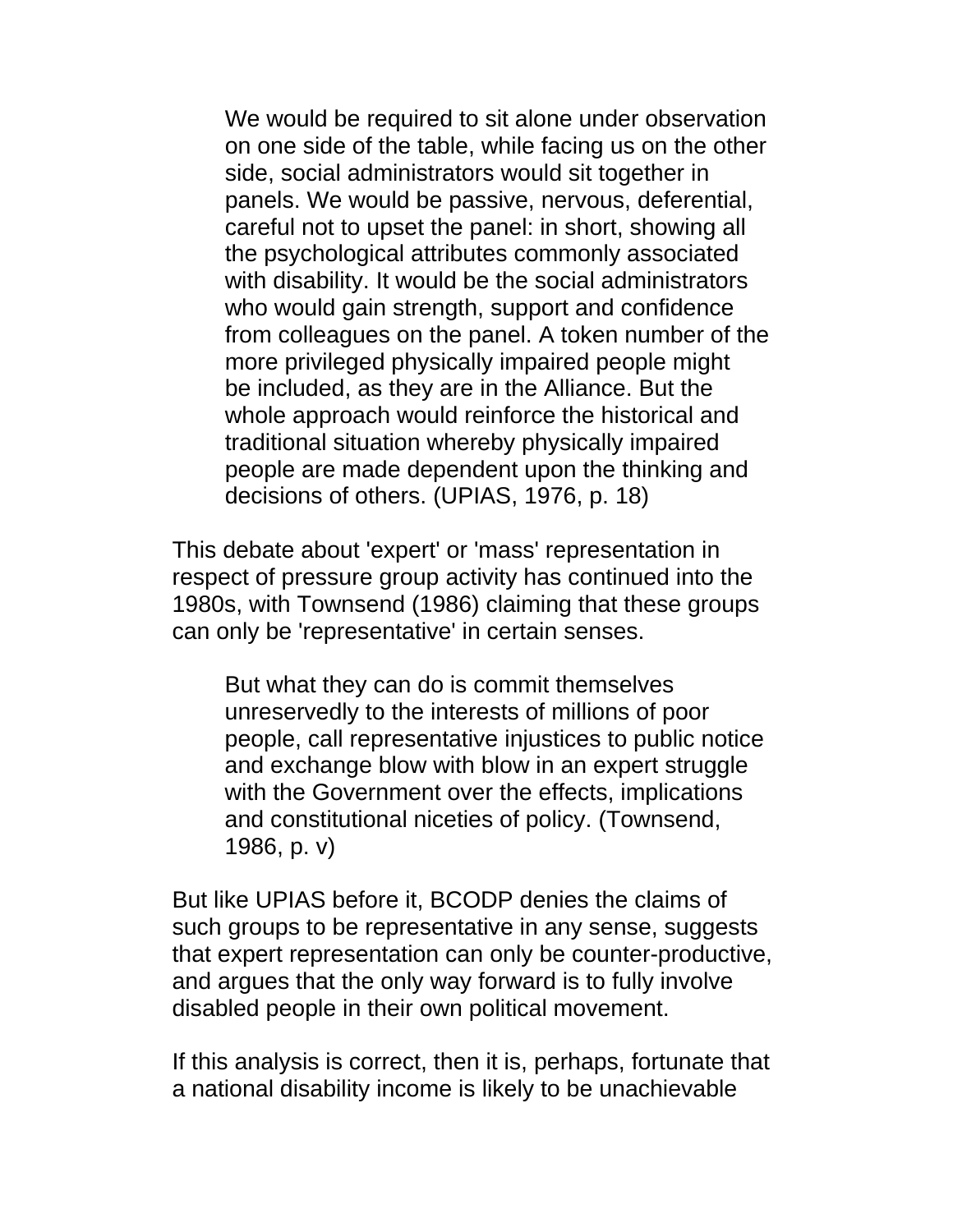> We would be required to sit alone under observation on one side of the table, while facing us on the other side, social administrators would sit together in panels. We would be passive, nervous, deferential, careful not to upset the panel: in short, showing all the psychological attributes commonly associated with disability. It would be the social administrators who would gain strength, support and confidence from colleagues on the panel. A token number of the more privileged physically impaired people might be included, as they are in the Alliance. But the whole approach would reinforce the historical and traditional situation whereby physically impaired people are made dependent upon the thinking and decisions of others. (UPIAS, 1976, p. 18)

This debate about 'expert' or 'mass' representation in respect of pressure group activity has continued into the 1980s, with Townsend (1986) claiming that these groups can only be 'representative' in certain senses.

> But what they can do is commit themselves unreservedly to the interests of millions of poor people, call representative injustices to public notice and exchange blow with blow in an expert struggle with the Government over the effects, implications and constitutional niceties of policy. (Townsend, 1986, p. v)

But like UPIAS before it, BCODP denies the claims of such groups to be representative in any sense, suggests that expert representation can only be counter-productive, and argues that the only way forward is to fully involve disabled people in their own political movement.

If this analysis is correct, then it is, perhaps, fortunate that a national disability income is likely to be unachievable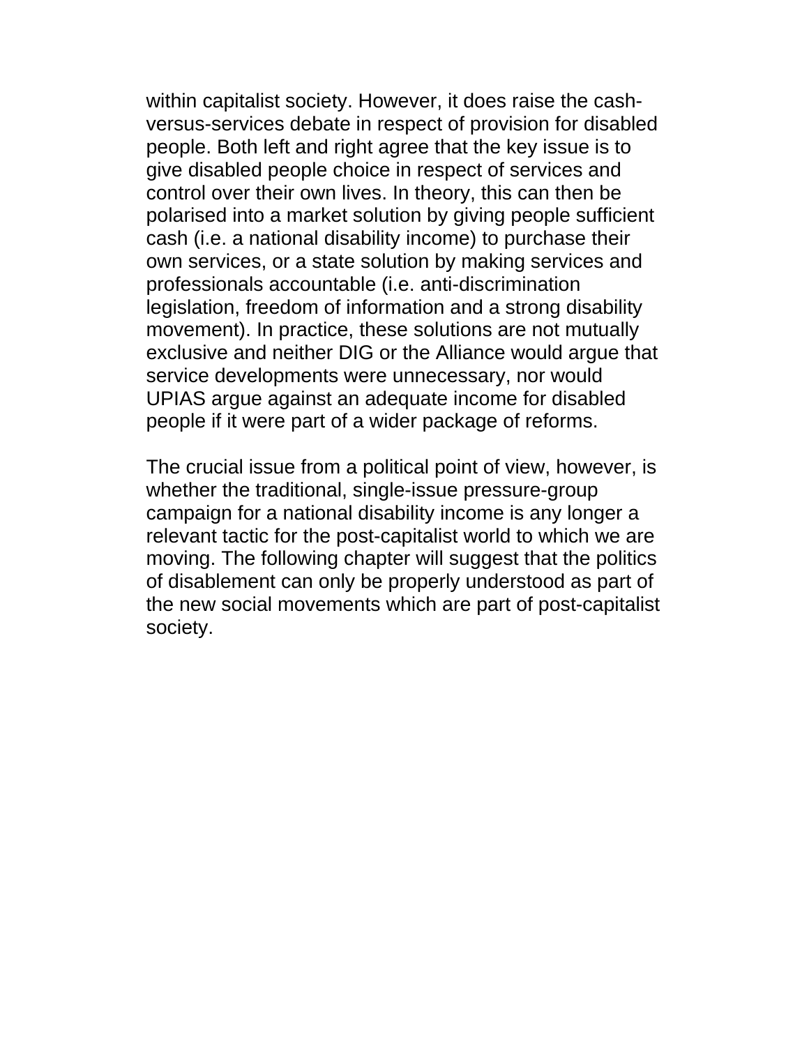within capitalist society. However, it does raise the cash-versus-services debate in respect of provision for disabled people. Both left and right agree that the key issue is to give disabled people choice in respect of services and control over their own lives. In theory, this can then be polarised into a market solution by giving people sufficient cash (i.e. a national disability income) to purchase their own services, or a state solution by making services and professionals accountable (i.e. anti-discrimination legislation, freedom of information and a strong disability movement). In practice, these solutions are not mutually exclusive and neither DIG or the Alliance would argue that service developments were unnecessary, nor would UPIAS argue against an adequate income for disabled people if it were part of a wider package of reforms.

The crucial issue from a political point of view, however, is whether the traditional, single-issue pressure-group campaign for a national disability income is any longer a relevant tactic for the post-capitalist world to which we are moving. The following chapter will suggest that the politics of disablement can only be properly understood as part of the new social movements which are part of post-capitalist society.